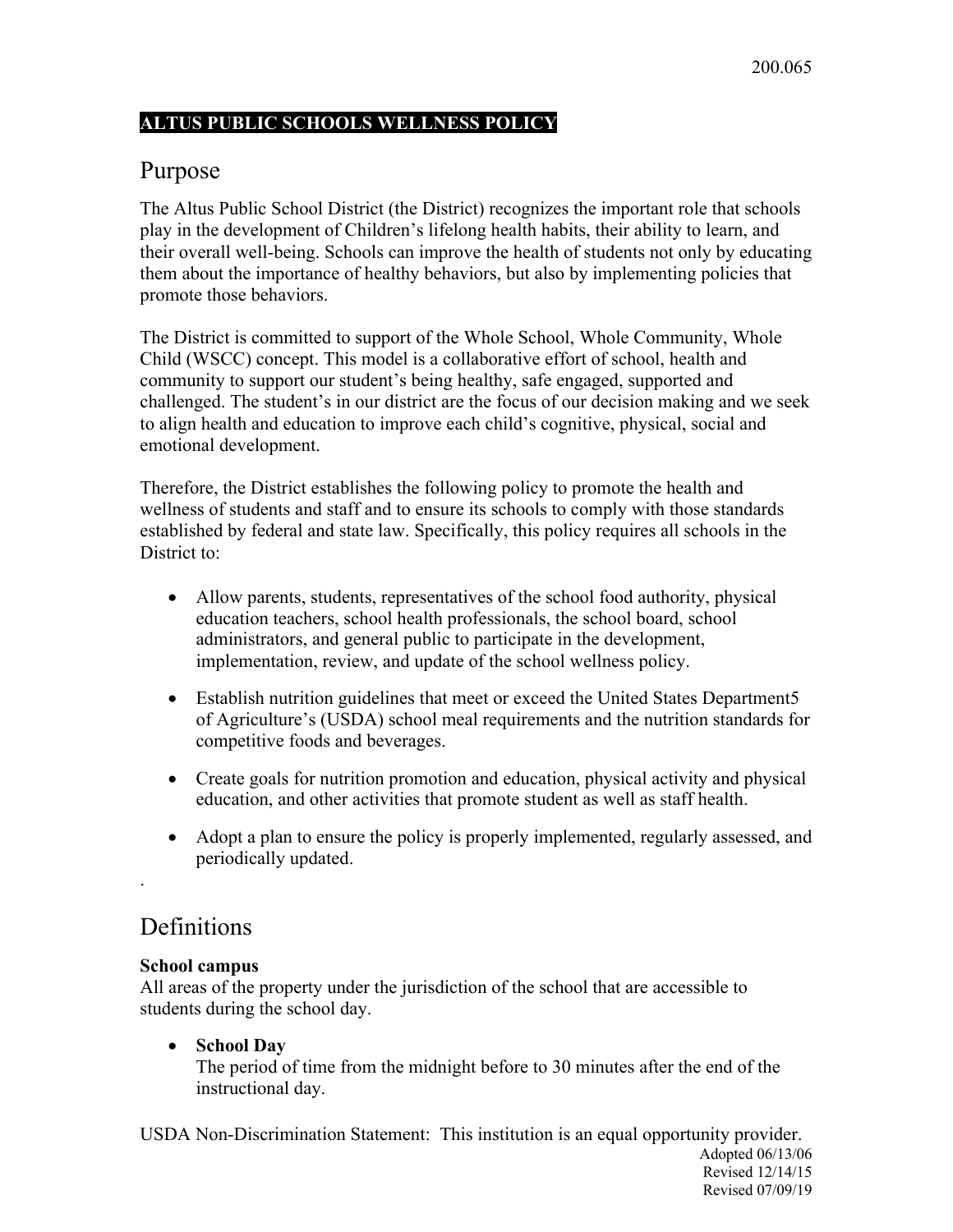200.065

# ALTUS PUBLIC SCHOOLS WELLNESS POLICY

## Purpose

The Altus Public School District (the District) recognizes the important role that schools play in the development of Children's lifelong health habits, their ability to learn, and their overall well-being. Schools can improve the health of students not only by educating them about the importance of healthy behaviors, but also by implementing policies that promote those behaviors.

The District is committed to support of the Whole School, Whole Community, Whole Child (WSCC) concept. This model is a collaborative effort of school, health and community to support our student's being healthy, safe engaged, supported and challenged. The student's in our district are the focus of our decision making and we seek to align health and education to improve each child's cognitive, physical, social and emotional development.

Therefore, the District establishes the following policy to promote the health and wellness of students and staff and to ensure its schools to comply with those standards established by federal and state law. Specifically, this policy requires all schools in the District to:

- Allow parents, students, representatives of the school food authority, physical education teachers, school health professionals, the school board, school administrators, and general public to participate in the development, implementation, review, and update of the school wellness policy.
- Establish nutrition guidelines that meet or exceed the United States Department5 of Agriculture's (USDA) school meal requirements and the nutrition standards for competitive foods and beverages.
- Create goals for nutrition promotion and education, physical activity and physical education, and other activities that promote student as well as staff health.
- Adopt a plan to ensure the policy is properly implemented, regularly assessed, and periodically updated.

.

## Definitions

**School campus**
All areas of the property under the jurisdiction of the school that are accessible to students during the school day.

- **School Day**
  The period of time from the midnight before to 30 minutes after the end of the instructional day.

USDA Non-Discrimination Statement: This institution is an equal opportunity provider.

Adopted 06/13/06
Revised 12/14/15
Revised 07/09/19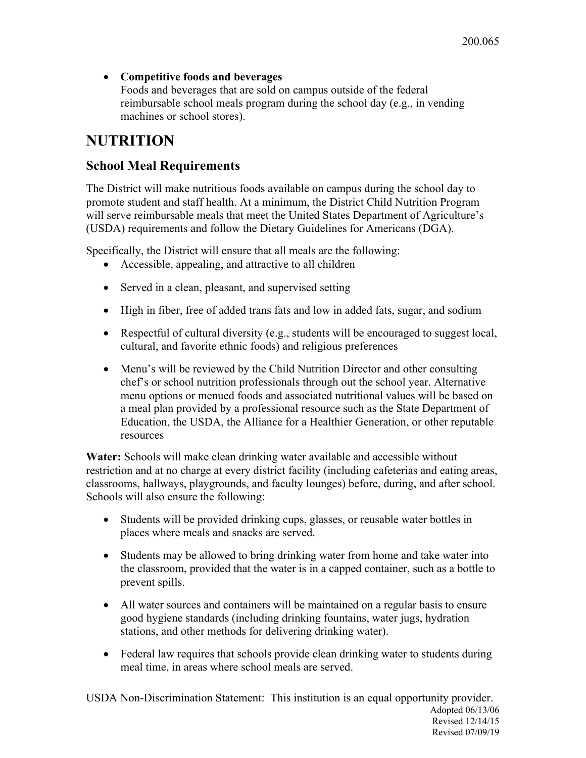- **Competitive foods and beverages**
  Foods and beverages that are sold on campus outside of the federal reimbursable school meals program during the school day (e.g., in vending machines or school stores).

# NUTRITION

## School Meal Requirements

The District will make nutritious foods available on campus during the school day to promote student and staff health. At a minimum, the District Child Nutrition Program will serve reimbursable meals that meet the United States Department of Agriculture's (USDA) requirements and follow the Dietary Guidelines for Americans (DGA).

Specifically, the District will ensure that all meals are the following:

- Accessible, appealing, and attractive to all children
- Served in a clean, pleasant, and supervised setting
- High in fiber, free of added trans fats and low in added fats, sugar, and sodium
- Respectful of cultural diversity (e.g., students will be encouraged to suggest local, cultural, and favorite ethnic foods) and religious preferences
- Menu's will be reviewed by the Child Nutrition Director and other consulting chef's or school nutrition professionals through out the school year. Alternative menu options or menued foods and associated nutritional values will be based on a meal plan provided by a professional resource such as the State Department of Education, the USDA, the Alliance for a Healthier Generation, or other reputable resources

**Water:** Schools will make clean drinking water available and accessible without restriction and at no charge at every district facility (including cafeterias and eating areas, classrooms, hallways, playgrounds, and faculty lounges) before, during, and after school. Schools will also ensure the following:

- Students will be provided drinking cups, glasses, or reusable water bottles in places where meals and snacks are served.
- Students may be allowed to bring drinking water from home and take water into the classroom, provided that the water is in a capped container, such as a bottle to prevent spills.
- All water sources and containers will be maintained on a regular basis to ensure good hygiene standards (including drinking fountains, water jugs, hydration stations, and other methods for delivering drinking water).
- Federal law requires that schools provide clean drinking water to students during meal time, in areas where school meals are served.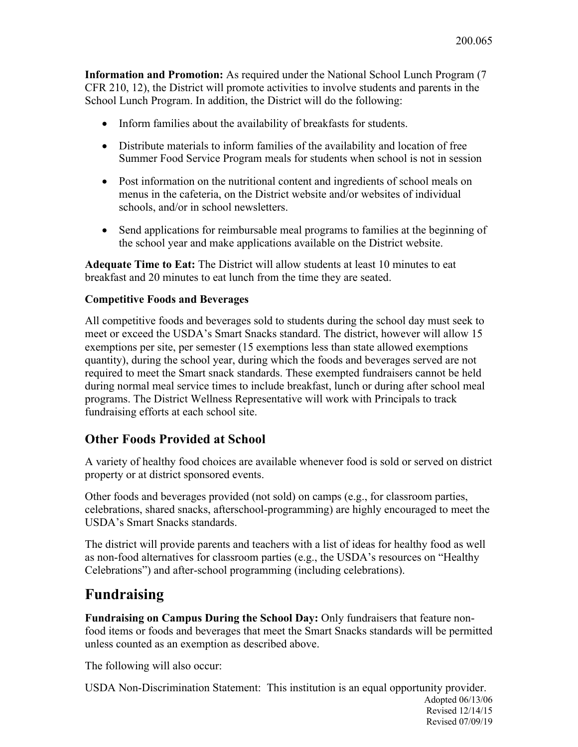**Information and Promotion:** As required under the National School Lunch Program (7 CFR 210, 12), the District will promote activities to involve students and parents in the School Lunch Program. In addition, the District will do the following:

- Inform families about the availability of breakfasts for students.
- Distribute materials to inform families of the availability and location of free Summer Food Service Program meals for students when school is not in session
- Post information on the nutritional content and ingredients of school meals on menus in the cafeteria, on the District website and/or websites of individual schools, and/or in school newsletters.
- Send applications for reimbursable meal programs to families at the beginning of the school year and make applications available on the District website.

**Adequate Time to Eat:** The District will allow students at least 10 minutes to eat breakfast and 20 minutes to eat lunch from the time they are seated.

**Competitive Foods and Beverages**

All competitive foods and beverages sold to students during the school day must seek to meet or exceed the USDA's Smart Snacks standard. The district, however will allow 15 exemptions per site, per semester (15 exemptions less than state allowed exemptions quantity), during the school year, during which the foods and beverages served are not required to meet the Smart snack standards. These exempted fundraisers cannot be held during normal meal service times to include breakfast, lunch or during after school meal programs. The District Wellness Representative will work with Principals to track fundraising efforts at each school site.

## Other Foods Provided at School

A variety of healthy food choices are available whenever food is sold or served on district property or at district sponsored events.

Other foods and beverages provided (not sold) on camps (e.g., for classroom parties, celebrations, shared snacks, afterschool-programming) are highly encouraged to meet the USDA's Smart Snacks standards.

The district will provide parents and teachers with a list of ideas for healthy food as well as non-food alternatives for classroom parties (e.g., the USDA's resources on "Healthy Celebrations") and after-school programming (including celebrations).

# Fundraising

**Fundraising on Campus During the School Day:** Only fundraisers that feature non-food items or foods and beverages that meet the Smart Snacks standards will be permitted unless counted as an exemption as described above.

The following will also occur:

USDA Non-Discrimination Statement: This institution is an equal opportunity provider.

Adopted 06/13/06
Revised 12/14/15
Revised 07/09/19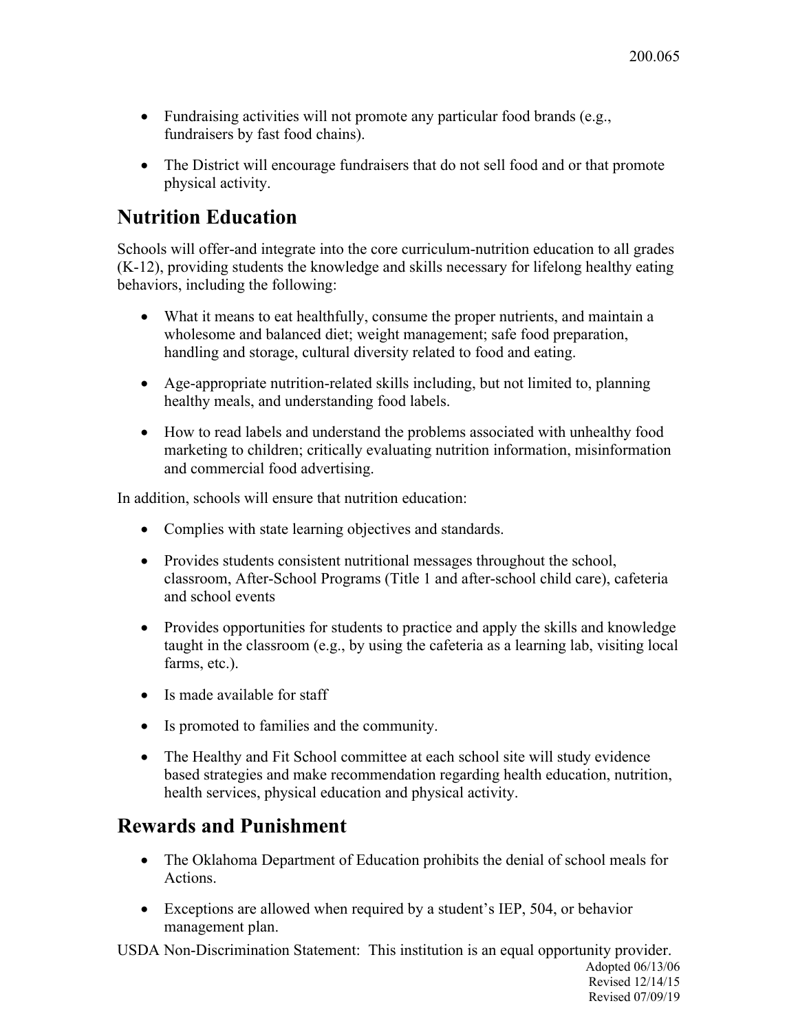- Fundraising activities will not promote any particular food brands (e.g., fundraisers by fast food chains).
- The District will encourage fundraisers that do not sell food and or that promote physical activity.

## Nutrition Education

Schools will offer-and integrate into the core curriculum-nutrition education to all grades (K-12), providing students the knowledge and skills necessary for lifelong healthy eating behaviors, including the following:

- What it means to eat healthfully, consume the proper nutrients, and maintain a wholesome and balanced diet; weight management; safe food preparation, handling and storage, cultural diversity related to food and eating.
- Age-appropriate nutrition-related skills including, but not limited to, planning healthy meals, and understanding food labels.
- How to read labels and understand the problems associated with unhealthy food marketing to children; critically evaluating nutrition information, misinformation and commercial food advertising.

In addition, schools will ensure that nutrition education:

- Complies with state learning objectives and standards.
- Provides students consistent nutritional messages throughout the school, classroom, After-School Programs (Title 1 and after-school child care), cafeteria and school events
- Provides opportunities for students to practice and apply the skills and knowledge taught in the classroom (e.g., by using the cafeteria as a learning lab, visiting local farms, etc.).
- Is made available for staff
- Is promoted to families and the community.
- The Healthy and Fit School committee at each school site will study evidence based strategies and make recommendation regarding health education, nutrition, health services, physical education and physical activity.

## Rewards and Punishment

- The Oklahoma Department of Education prohibits the denial of school meals for Actions.
- Exceptions are allowed when required by a student's IEP, 504, or behavior management plan.

USDA Non-Discrimination Statement: This institution is an equal opportunity provider.

Adopted 06/13/06
Revised 12/14/15
Revised 07/09/19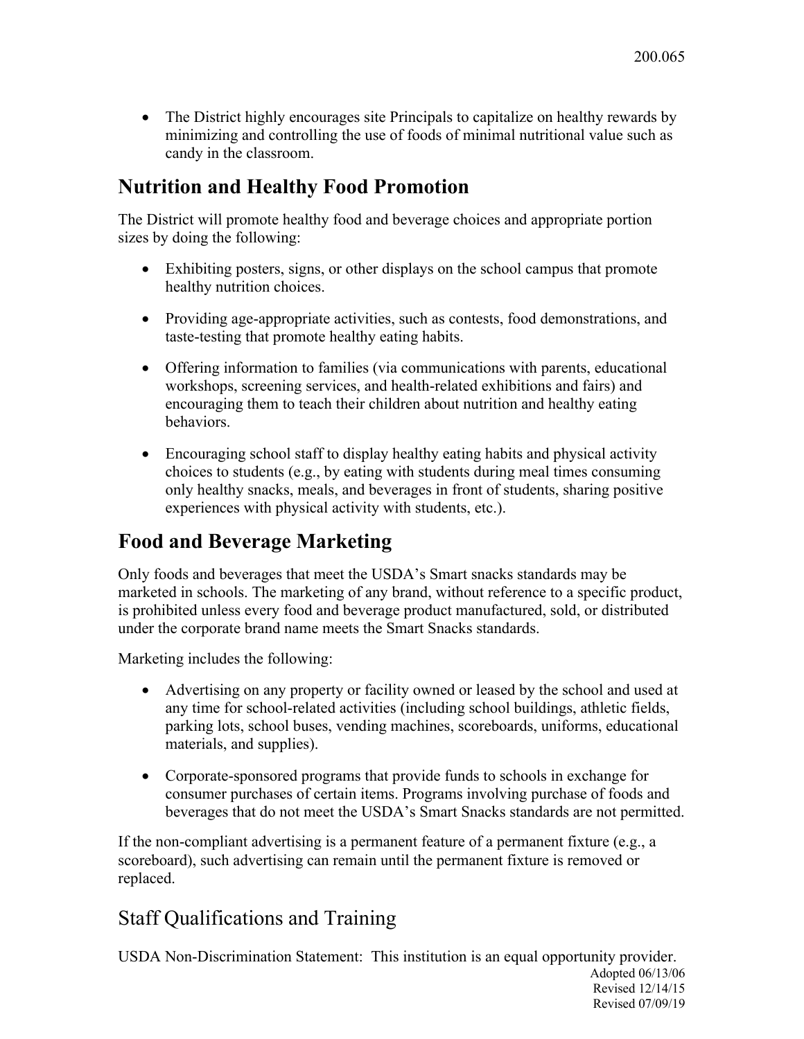- The District highly encourages site Principals to capitalize on healthy rewards by minimizing and controlling the use of foods of minimal nutritional value such as candy in the classroom.

## Nutrition and Healthy Food Promotion

The District will promote healthy food and beverage choices and appropriate portion sizes by doing the following:

- Exhibiting posters, signs, or other displays on the school campus that promote healthy nutrition choices.
- Providing age-appropriate activities, such as contests, food demonstrations, and taste-testing that promote healthy eating habits.
- Offering information to families (via communications with parents, educational workshops, screening services, and health-related exhibitions and fairs) and encouraging them to teach their children about nutrition and healthy eating behaviors.
- Encouraging school staff to display healthy eating habits and physical activity choices to students (e.g., by eating with students during meal times consuming only healthy snacks, meals, and beverages in front of students, sharing positive experiences with physical activity with students, etc.).

## Food and Beverage Marketing

Only foods and beverages that meet the USDA's Smart snacks standards may be marketed in schools. The marketing of any brand, without reference to a specific product, is prohibited unless every food and beverage product manufactured, sold, or distributed under the corporate brand name meets the Smart Snacks standards.

Marketing includes the following:

- Advertising on any property or facility owned or leased by the school and used at any time for school-related activities (including school buildings, athletic fields, parking lots, school buses, vending machines, scoreboards, uniforms, educational materials, and supplies).
- Corporate-sponsored programs that provide funds to schools in exchange for consumer purchases of certain items. Programs involving purchase of foods and beverages that do not meet the USDA's Smart Snacks standards are not permitted.

If the non-compliant advertising is a permanent feature of a permanent fixture (e.g., a scoreboard), such advertising can remain until the permanent fixture is removed or replaced.

## Staff Qualifications and Training

USDA Non-Discrimination Statement: This institution is an equal opportunity provider.

Adopted 06/13/06
Revised 12/14/15
Revised 07/09/19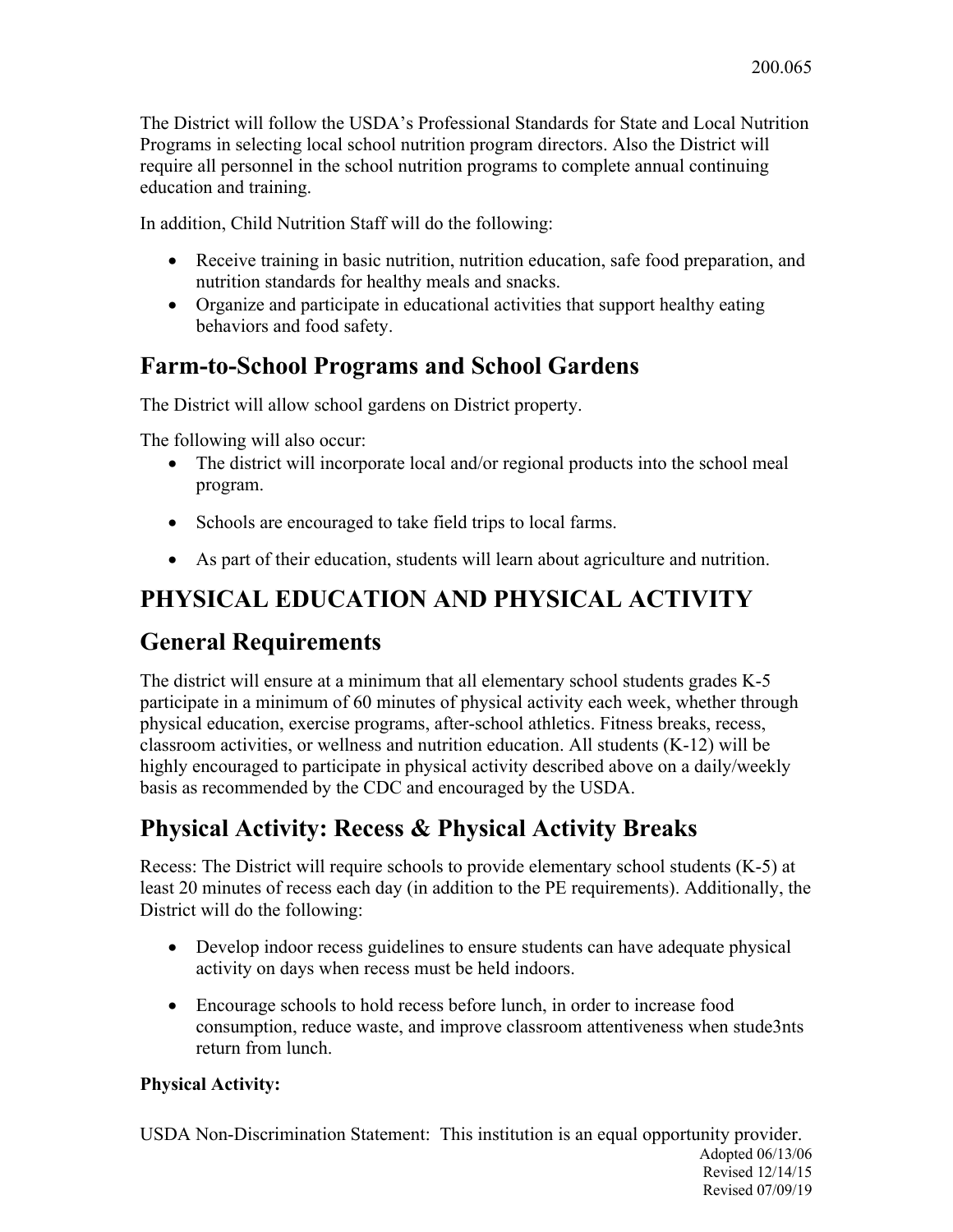The District will follow the USDA's Professional Standards for State and Local Nutrition Programs in selecting local school nutrition program directors. Also the District will require all personnel in the school nutrition programs to complete annual continuing education and training.

In addition, Child Nutrition Staff will do the following:

- Receive training in basic nutrition, nutrition education, safe food preparation, and nutrition standards for healthy meals and snacks.
- Organize and participate in educational activities that support healthy eating behaviors and food safety.

## Farm-to-School Programs and School Gardens

The District will allow school gardens on District property.

The following will also occur:

- The district will incorporate local and/or regional products into the school meal program.
- Schools are encouraged to take field trips to local farms.
- As part of their education, students will learn about agriculture and nutrition.

# PHYSICAL EDUCATION AND PHYSICAL ACTIVITY

## General Requirements

The district will ensure at a minimum that all elementary school students grades K-5 participate in a minimum of 60 minutes of physical activity each week, whether through physical education, exercise programs, after-school athletics. Fitness breaks, recess, classroom activities, or wellness and nutrition education. All students (K-12) will be highly encouraged to participate in physical activity described above on a daily/weekly basis as recommended by the CDC and encouraged by the USDA.

## Physical Activity: Recess & Physical Activity Breaks

Recess: The District will require schools to provide elementary school students (K-5) at least 20 minutes of recess each day (in addition to the PE requirements). Additionally, the District will do the following:

- Develop indoor recess guidelines to ensure students can have adequate physical activity on days when recess must be held indoors.
- Encourage schools to hold recess before lunch, in order to increase food consumption, reduce waste, and improve classroom attentiveness when stude3nts return from lunch.

**Physical Activity:**

USDA Non-Discrimination Statement: This institution is an equal opportunity provider.

Adopted 06/13/06
Revised 12/14/15
Revised 07/09/19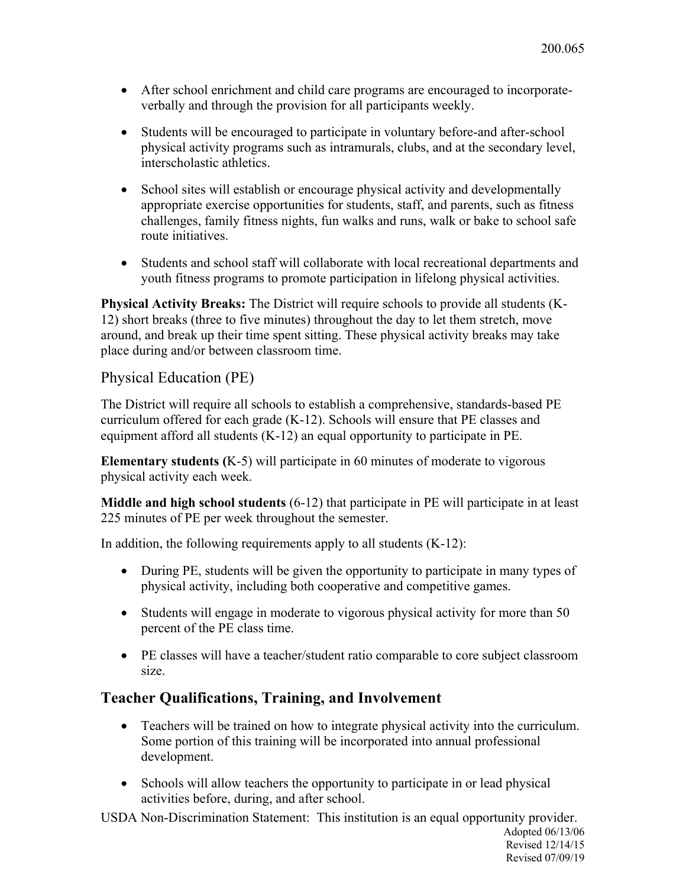- After school enrichment and child care programs are encouraged to incorporate- verbally and through the provision for all participants weekly.
- Students will be encouraged to participate in voluntary before-and after-school physical activity programs such as intramurals, clubs, and at the secondary level, interscholastic athletics.
- School sites will establish or encourage physical activity and developmentally appropriate exercise opportunities for students, staff, and parents, such as fitness challenges, family fitness nights, fun walks and runs, walk or bake to school safe route initiatives.
- Students and school staff will collaborate with local recreational departments and youth fitness programs to promote participation in lifelong physical activities.

**Physical Activity Breaks:** The District will require schools to provide all students (K-12) short breaks (three to five minutes) throughout the day to let them stretch, move around, and break up their time spent sitting. These physical activity breaks may take place during and/or between classroom time.

### Physical Education (PE)

The District will require all schools to establish a comprehensive, standards-based PE curriculum offered for each grade (K-12). Schools will ensure that PE classes and equipment afford all students (K-12) an equal opportunity to participate in PE.

**Elementary students (**K-5) will participate in 60 minutes of moderate to vigorous physical activity each week.

**Middle and high school students** (6-12) that participate in PE will participate in at least 225 minutes of PE per week throughout the semester.

In addition, the following requirements apply to all students (K-12):

- During PE, students will be given the opportunity to participate in many types of physical activity, including both cooperative and competitive games.
- Students will engage in moderate to vigorous physical activity for more than 50 percent of the PE class time.
- PE classes will have a teacher/student ratio comparable to core subject classroom size.

## Teacher Qualifications, Training, and Involvement

- Teachers will be trained on how to integrate physical activity into the curriculum. Some portion of this training will be incorporated into annual professional development.
- Schools will allow teachers the opportunity to participate in or lead physical activities before, during, and after school.

USDA Non-Discrimination Statement: This institution is an equal opportunity provider.

Adopted 06/13/06
Revised 12/14/15
Revised 07/09/19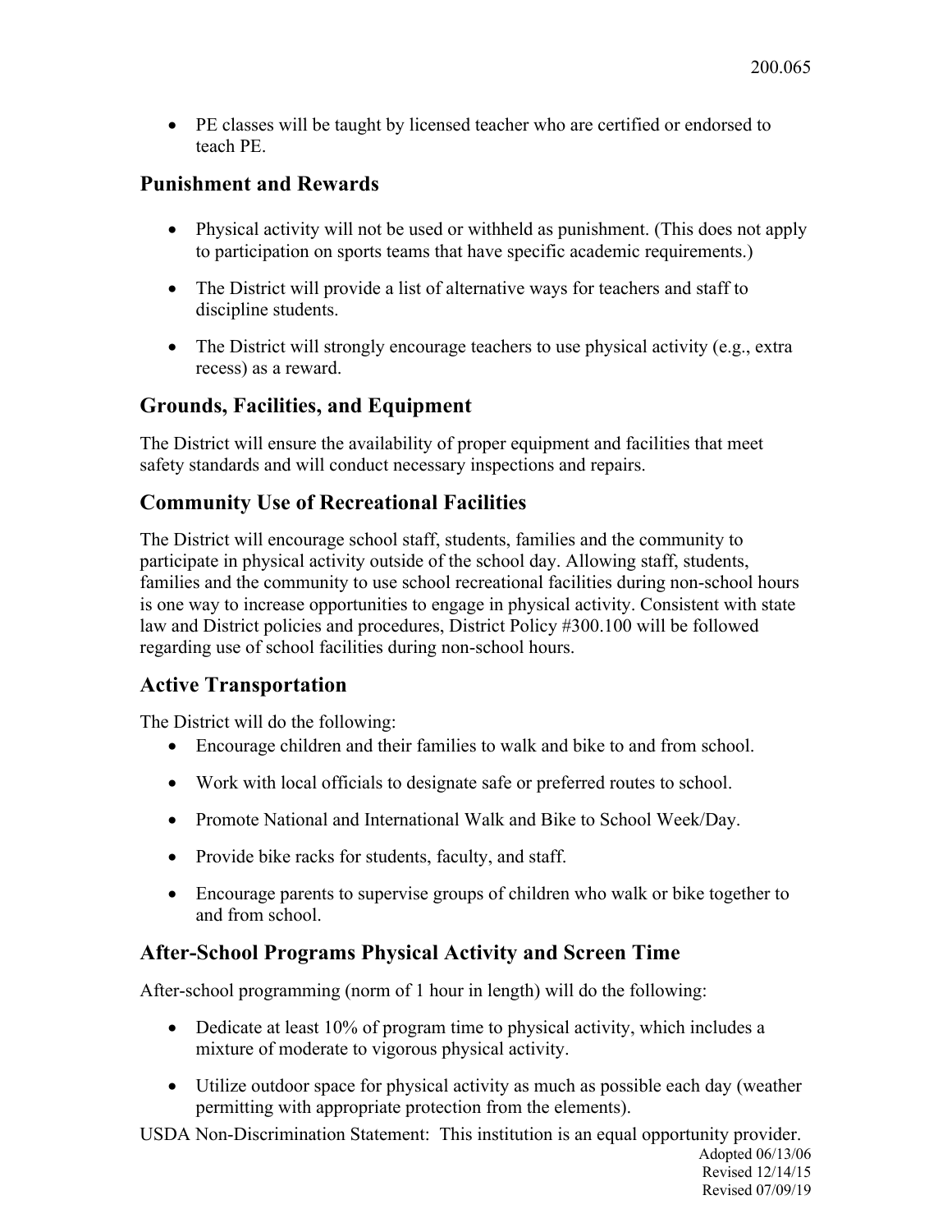- PE classes will be taught by licensed teacher who are certified or endorsed to teach PE.

## Punishment and Rewards

- Physical activity will not be used or withheld as punishment. (This does not apply to participation on sports teams that have specific academic requirements.)
- The District will provide a list of alternative ways for teachers and staff to discipline students.
- The District will strongly encourage teachers to use physical activity (e.g., extra recess) as a reward.

## Grounds, Facilities, and Equipment

The District will ensure the availability of proper equipment and facilities that meet safety standards and will conduct necessary inspections and repairs.

## Community Use of Recreational Facilities

The District will encourage school staff, students, families and the community to participate in physical activity outside of the school day. Allowing staff, students, families and the community to use school recreational facilities during non-school hours is one way to increase opportunities to engage in physical activity. Consistent with state law and District policies and procedures, District Policy #300.100 will be followed regarding use of school facilities during non-school hours.

## Active Transportation

The District will do the following:

- Encourage children and their families to walk and bike to and from school.
- Work with local officials to designate safe or preferred routes to school.
- Promote National and International Walk and Bike to School Week/Day.
- Provide bike racks for students, faculty, and staff.
- Encourage parents to supervise groups of children who walk or bike together to and from school.

## After-School Programs Physical Activity and Screen Time

After-school programming (norm of 1 hour in length) will do the following:

- Dedicate at least 10% of program time to physical activity, which includes a mixture of moderate to vigorous physical activity.
- Utilize outdoor space for physical activity as much as possible each day (weather permitting with appropriate protection from the elements).

USDA Non-Discrimination Statement: This institution is an equal opportunity provider.

Adopted 06/13/06
Revised 12/14/15
Revised 07/09/19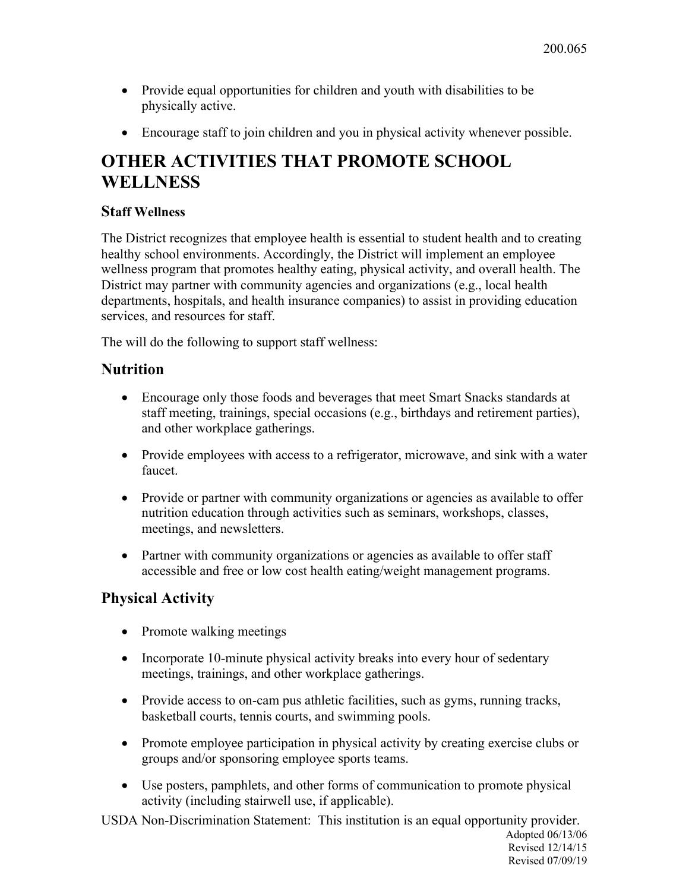- Provide equal opportunities for children and youth with disabilities to be physically active.
- Encourage staff to join children and you in physical activity whenever possible.

# OTHER ACTIVITIES THAT PROMOTE SCHOOL WELLNESS

### Staff Wellness

The District recognizes that employee health is essential to student health and to creating healthy school environments. Accordingly, the District will implement an employee wellness program that promotes healthy eating, physical activity, and overall health. The District may partner with community agencies and organizations (e.g., local health departments, hospitals, and health insurance companies) to assist in providing education services, and resources for staff.

The will do the following to support staff wellness:

## Nutrition

- Encourage only those foods and beverages that meet Smart Snacks standards at staff meeting, trainings, special occasions (e.g., birthdays and retirement parties), and other workplace gatherings.
- Provide employees with access to a refrigerator, microwave, and sink with a water faucet.
- Provide or partner with community organizations or agencies as available to offer nutrition education through activities such as seminars, workshops, classes, meetings, and newsletters.
- Partner with community organizations or agencies as available to offer staff accessible and free or low cost health eating/weight management programs.

## Physical Activity

- Promote walking meetings
- Incorporate 10-minute physical activity breaks into every hour of sedentary meetings, trainings, and other workplace gatherings.
- Provide access to on-cam pus athletic facilities, such as gyms, running tracks, basketball courts, tennis courts, and swimming pools.
- Promote employee participation in physical activity by creating exercise clubs or groups and/or sponsoring employee sports teams.
- Use posters, pamphlets, and other forms of communication to promote physical activity (including stairwell use, if applicable).

USDA Non-Discrimination Statement: This institution is an equal opportunity provider.

Adopted 06/13/06
Revised 12/14/15
Revised 07/09/19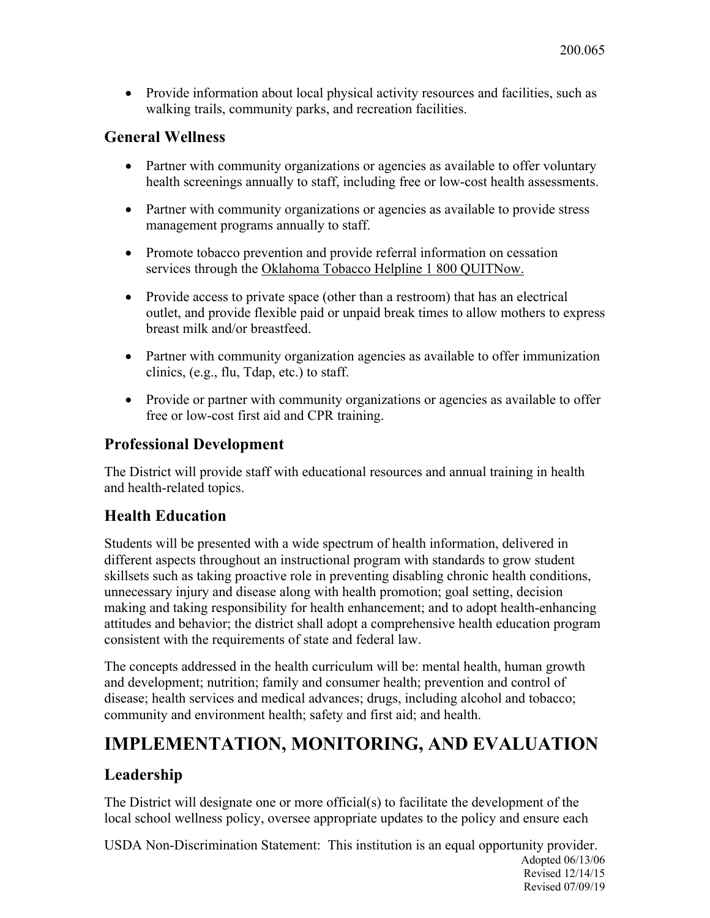- Provide information about local physical activity resources and facilities, such as walking trails, community parks, and recreation facilities.

### General Wellness

- Partner with community organizations or agencies as available to offer voluntary health screenings annually to staff, including free or low-cost health assessments.
- Partner with community organizations or agencies as available to provide stress management programs annually to staff.
- Promote tobacco prevention and provide referral information on cessation services through the Oklahoma Tobacco Helpline 1 800 QUITNow.
- Provide access to private space (other than a restroom) that has an electrical outlet, and provide flexible paid or unpaid break times to allow mothers to express breast milk and/or breastfeed.
- Partner with community organization agencies as available to offer immunization clinics, (e.g., flu, Tdap, etc.) to staff.
- Provide or partner with community organizations or agencies as available to offer free or low-cost first aid and CPR training.

### Professional Development

The District will provide staff with educational resources and annual training in health and health-related topics.

### Health Education

Students will be presented with a wide spectrum of health information, delivered in different aspects throughout an instructional program with standards to grow student skillsets such as taking proactive role in preventing disabling chronic health conditions, unnecessary injury and disease along with health promotion; goal setting, decision making and taking responsibility for health enhancement; and to adopt health-enhancing attitudes and behavior; the district shall adopt a comprehensive health education program consistent with the requirements of state and federal law.

The concepts addressed in the health curriculum will be: mental health, human growth and development; nutrition; family and consumer health; prevention and control of disease; health services and medical advances; drugs, including alcohol and tobacco; community and environment health; safety and first aid; and health.

## IMPLEMENTATION, MONITORING, AND EVALUATION

### Leadership

The District will designate one or more official(s) to facilitate the development of the local school wellness policy, oversee appropriate updates to the policy and ensure each

USDA Non-Discrimination Statement: This institution is an equal opportunity provider.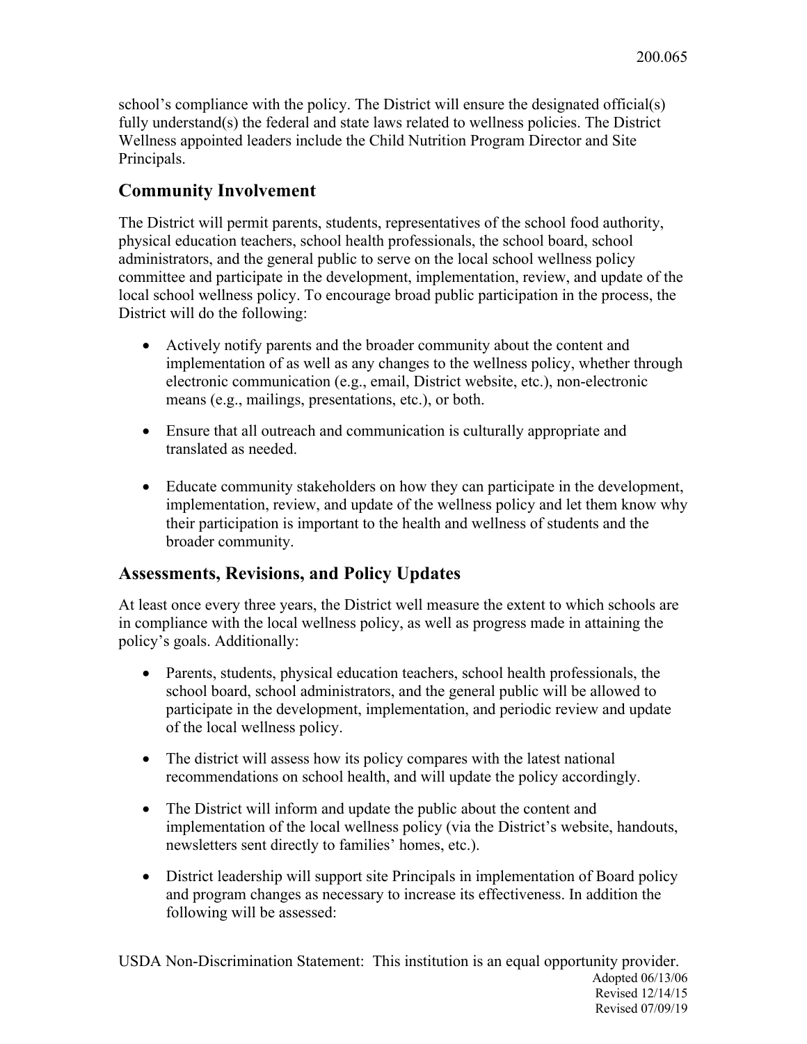school's compliance with the policy. The District will ensure the designated official(s) fully understand(s) the federal and state laws related to wellness policies. The District Wellness appointed leaders include the Child Nutrition Program Director and Site Principals.

## Community Involvement

The District will permit parents, students, representatives of the school food authority, physical education teachers, school health professionals, the school board, school administrators, and the general public to serve on the local school wellness policy committee and participate in the development, implementation, review, and update of the local school wellness policy. To encourage broad public participation in the process, the District will do the following:

- Actively notify parents and the broader community about the content and implementation of as well as any changes to the wellness policy, whether through electronic communication (e.g., email, District website, etc.), non-electronic means (e.g., mailings, presentations, etc.), or both.
- Ensure that all outreach and communication is culturally appropriate and translated as needed.
- Educate community stakeholders on how they can participate in the development, implementation, review, and update of the wellness policy and let them know why their participation is important to the health and wellness of students and the broader community.

## Assessments, Revisions, and Policy Updates

At least once every three years, the District well measure the extent to which schools are in compliance with the local wellness policy, as well as progress made in attaining the policy's goals. Additionally:

- Parents, students, physical education teachers, school health professionals, the school board, school administrators, and the general public will be allowed to participate in the development, implementation, and periodic review and update of the local wellness policy.
- The district will assess how its policy compares with the latest national recommendations on school health, and will update the policy accordingly.
- The District will inform and update the public about the content and implementation of the local wellness policy (via the District's website, handouts, newsletters sent directly to families' homes, etc.).
- District leadership will support site Principals in implementation of Board policy and program changes as necessary to increase its effectiveness. In addition the following will be assessed:

USDA Non-Discrimination Statement: This institution is an equal opportunity provider.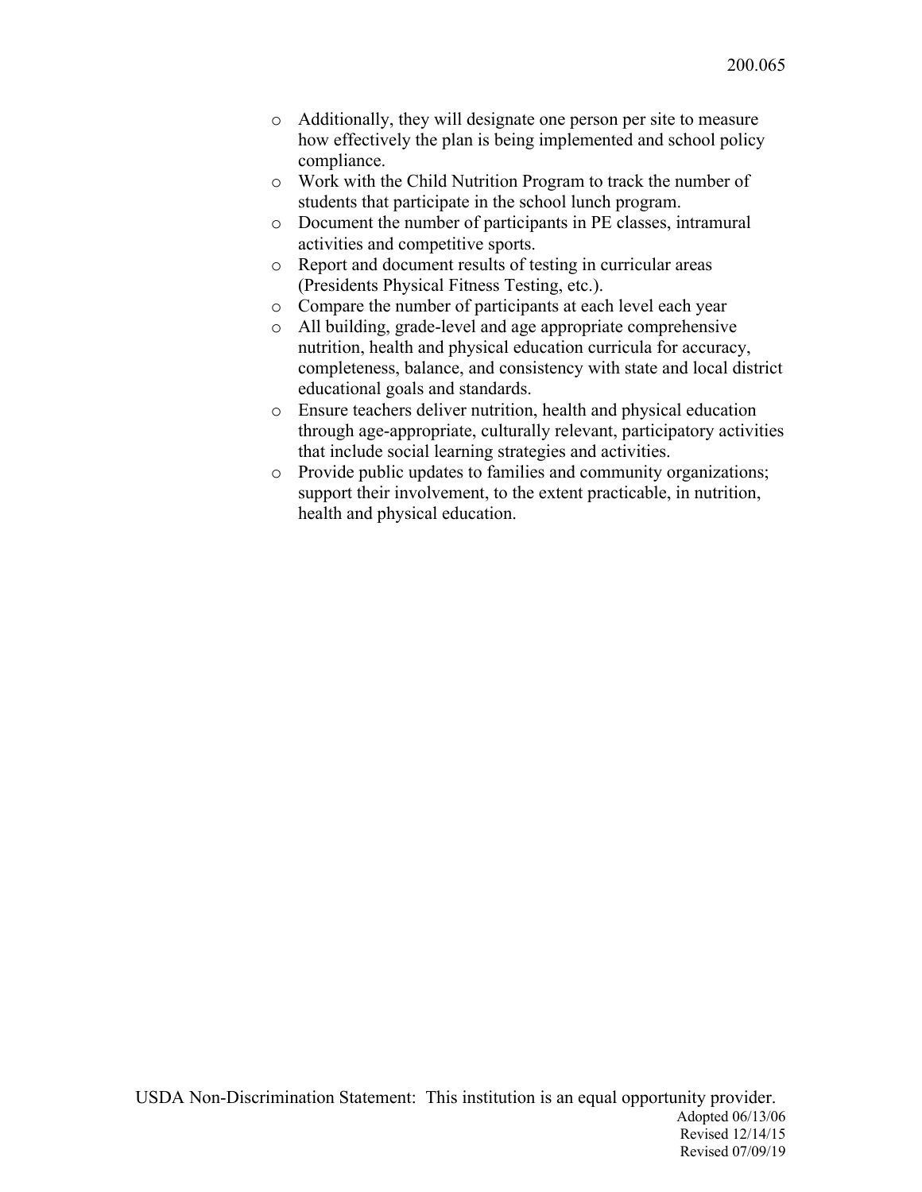- Additionally, they will designate one person per site to measure how effectively the plan is being implemented and school policy compliance.
- Work with the Child Nutrition Program to track the number of students that participate in the school lunch program.
- Document the number of participants in PE classes, intramural activities and competitive sports.
- Report and document results of testing in curricular areas (Presidents Physical Fitness Testing, etc.).
- Compare the number of participants at each level each year
- All building, grade-level and age appropriate comprehensive nutrition, health and physical education curricula for accuracy, completeness, balance, and consistency with state and local district educational goals and standards.
- Ensure teachers deliver nutrition, health and physical education through age-appropriate, culturally relevant, participatory activities that include social learning strategies and activities.
- Provide public updates to families and community organizations; support their involvement, to the extent practicable, in nutrition, health and physical education.

USDA Non-Discrimination Statement: This institution is an equal opportunity provider.

Adopted 06/13/06
Revised 12/14/15
Revised 07/09/19